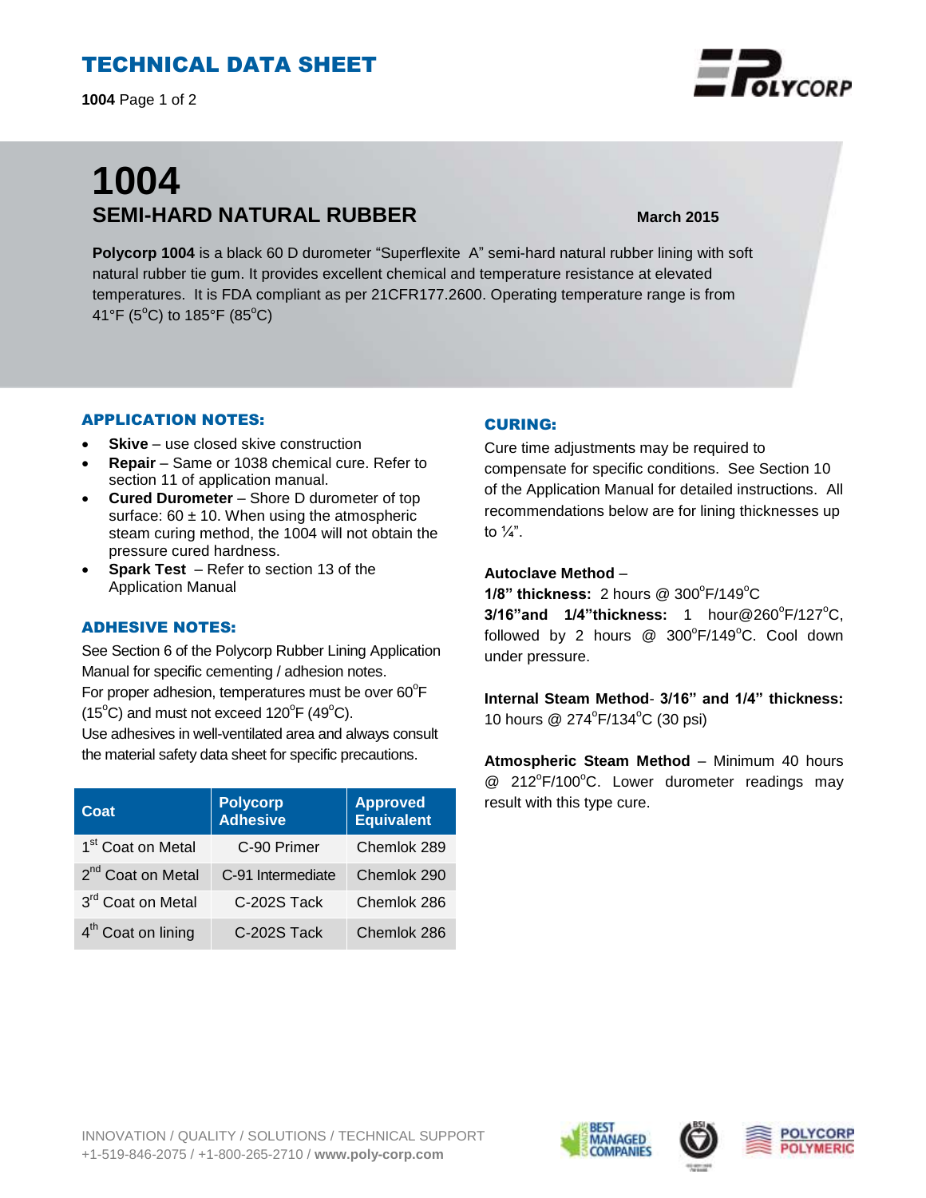# TECHNICAL DATA SHEET

# 1004

## SEMI-HARD NATURAL RUBBER

March 2015

**Polycorp 1004** is a black 60 D durometer "Superflexite A" semi-hard natural rubber lining with soft natural rubber tie gum. It provides excellent chemical and temperature resistance at elevated temperatures. It is FDA compliant as per 21CFR177.2600. Operating temperature range is from 41°F (5°C) to 185°F (85°C)

### APPLICATION NOTES:

- **Skive** – use closed skive construction
- **Repair** – Same or 1038 chemical cure. Refer to section 11 of application manual.
- **Cured Durometer** – Shore D durometer of top surface: 60 ± 10. When using the atmospheric steam curing method, the 1004 will not obtain the pressure cured hardness.
- **Spark Test** – Refer to section 13 of the Application Manual

### ADHESIVE NOTES:

See Section 6 of the Polycorp Rubber Lining Application Manual for specific cementing / adhesion notes.
For proper adhesion, temperatures must be over 60°F (15°C) and must not exceed 120°F (49°C).
Use adhesives in well-ventilated area and always consult the material safety data sheet for specific precautions.

| Coat | Polycorp Adhesive | Approved Equivalent |
|---|---|---|
| 1st Coat on Metal | C-90 Primer | Chemlok 289 |
| 2nd Coat on Metal | C-91 Intermediate | Chemlok 290 |
| 3rd Coat on Metal | C-202S Tack | Chemlok 286 |
| 4th Coat on lining | C-202S Tack | Chemlok 286 |

### CURING:

Cure time adjustments may be required to compensate for specific conditions. See Section 10 of the Application Manual for detailed instructions. All recommendations below are for lining thicknesses up to ¼".

**Autoclave Method** –
**1/8" thickness:** 2 hours @ 300°F/149°C
**3/16"and 1/4"thickness:** 1 hour@260°F/127°C, followed by 2 hours @ 300°F/149°C. Cool down under pressure.

**Internal Steam Method**- **3/16" and 1/4" thickness:** 10 hours @ 274°F/134°C (30 psi)

**Atmospheric Steam Method** – Minimum 40 hours @ 212°F/100°C. Lower durometer readings may result with this type cure.

INNOVATION / QUALITY / SOLUTIONS / TECHNICAL SUPPORT
+1-519-846-2075 / +1-800-265-2710 / **www.poly-corp.com**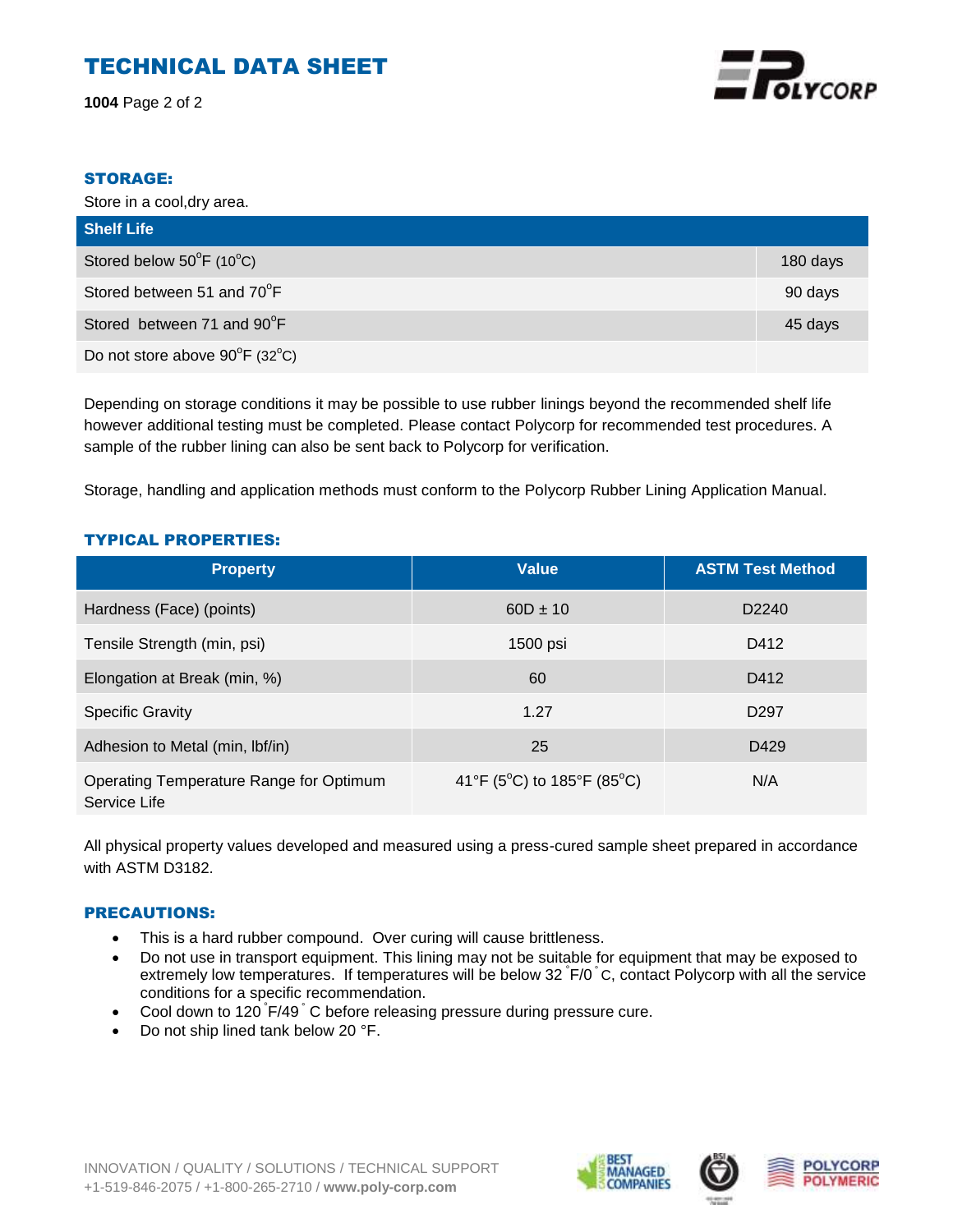## STORAGE:

Store in a cool,dry area.

| Shelf Life | |
|---|---|
| Stored below 50°F (10°C) | 180 days |
| Stored between 51 and 70°F | 90 days |
| Stored between 71 and 90°F | 45 days |
| Do not store above 90°F (32°C) | |

Depending on storage conditions it may be possible to use rubber linings beyond the recommended shelf life however additional testing must be completed. Please contact Polycorp for recommended test procedures. A sample of the rubber lining can also be sent back to Polycorp for verification.

Storage, handling and application methods must conform to the Polycorp Rubber Lining Application Manual.

## TYPICAL PROPERTIES:

| Property | Value | ASTM Test Method |
|---|---|---|
| Hardness (Face) (points) | 60D ± 10 | D2240 |
| Tensile Strength (min, psi) | 1500 psi | D412 |
| Elongation at Break (min, %) | 60 | D412 |
| Specific Gravity | 1.27 | D297 |
| Adhesion to Metal (min, lbf/in) | 25 | D429 |
| Operating Temperature Range for Optimum Service Life | 41°F (5°C) to 185°F (85°C) | N/A |

All physical property values developed and measured using a press-cured sample sheet prepared in accordance with ASTM D3182.

## PRECAUTIONS:

- This is a hard rubber compound. Over curing will cause brittleness.
- Do not use in transport equipment. This lining may not be suitable for equipment that may be exposed to extremely low temperatures. If temperatures will be below 32 ˚F/0 ˚C, contact Polycorp with all the service conditions for a specific recommendation.
- Cool down to 120 ˚F/49 ˚C before releasing pressure during pressure cure.
- Do not ship lined tank below 20 °F.

INNOVATION / QUALITY / SOLUTIONS / TECHNICAL SUPPORT
+1-519-846-2075 / +1-800-265-2710 / **www.poly-corp.com**